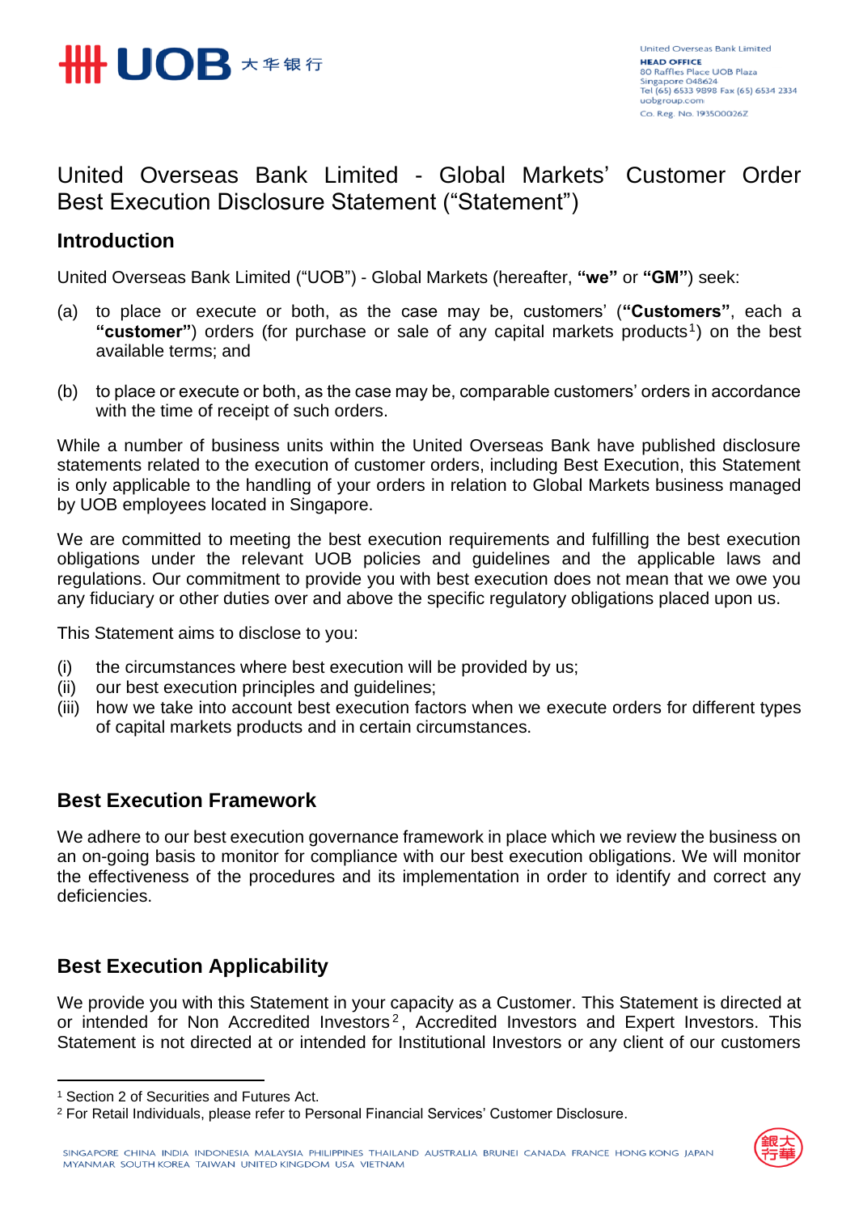# United Overseas Bank Limited - Global Markets' Customer Order Best Execution Disclosure Statement ("Statement")

## Introduction

United Overseas Bank Limited ("UOB") - Global Markets (hereafter, **"we"** or **"GM"**) seek:

(a) to place or execute or both, as the case may be, customers' (**"Customers"**, each a **"customer"**) orders (for purchase or sale of any capital markets products[1]) on the best available terms; and

(b) to place or execute or both, as the case may be, comparable customers' orders in accordance with the time of receipt of such orders.

While a number of business units within the United Overseas Bank have published disclosure statements related to the execution of customer orders, including Best Execution, this Statement is only applicable to the handling of your orders in relation to Global Markets business managed by UOB employees located in Singapore.

We are committed to meeting the best execution requirements and fulfilling the best execution obligations under the relevant UOB policies and guidelines and the applicable laws and regulations. Our commitment to provide you with best execution does not mean that we owe you any fiduciary or other duties over and above the specific regulatory obligations placed upon us.

This Statement aims to disclose to you:

(i) the circumstances where best execution will be provided by us;
(ii) our best execution principles and guidelines;
(iii) how we take into account best execution factors when we execute orders for different types of capital markets products and in certain circumstances.

## Best Execution Framework

We adhere to our best execution governance framework in place which we review the business on an on-going basis to monitor for compliance with our best execution obligations. We will monitor the effectiveness of the procedures and its implementation in order to identify and correct any deficiencies.

## Best Execution Applicability

We provide you with this Statement in your capacity as a Customer. This Statement is directed at or intended for Non Accredited Investors[2], Accredited Investors and Expert Investors. This Statement is not directed at or intended for Institutional Investors or any client of our customers

---

[1] Section 2 of Securities and Futures Act.

[2] For Retail Individuals, please refer to Personal Financial Services' Customer Disclosure.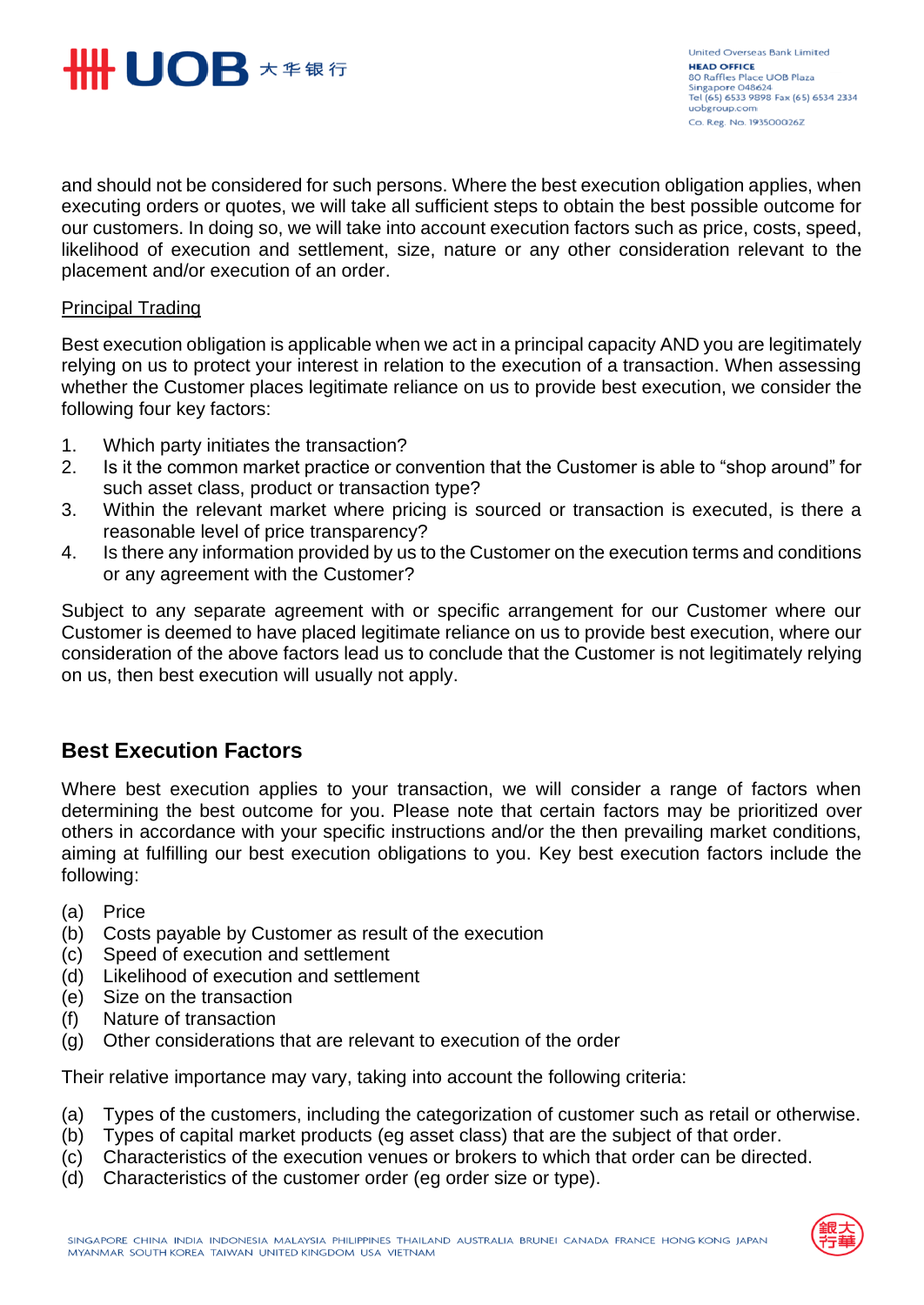and should not be considered for such persons. Where the best execution obligation applies, when executing orders or quotes, we will take all sufficient steps to obtain the best possible outcome for our customers. In doing so, we will take into account execution factors such as price, costs, speed, likelihood of execution and settlement, size, nature or any other consideration relevant to the placement and/or execution of an order.

Principal Trading

Best execution obligation is applicable when we act in a principal capacity AND you are legitimately relying on us to protect your interest in relation to the execution of a transaction. When assessing whether the Customer places legitimate reliance on us to provide best execution, we consider the following four key factors:

1. Which party initiates the transaction?
2. Is it the common market practice or convention that the Customer is able to "shop around" for such asset class, product or transaction type?
3. Within the relevant market where pricing is sourced or transaction is executed, is there a reasonable level of price transparency?
4. Is there any information provided by us to the Customer on the execution terms and conditions or any agreement with the Customer?

Subject to any separate agreement with or specific arrangement for our Customer where our Customer is deemed to have placed legitimate reliance on us to provide best execution, where our consideration of the above factors lead us to conclude that the Customer is not legitimately relying on us, then best execution will usually not apply.

## Best Execution Factors

Where best execution applies to your transaction, we will consider a range of factors when determining the best outcome for you. Please note that certain factors may be prioritized over others in accordance with your specific instructions and/or the then prevailing market conditions, aiming at fulfilling our best execution obligations to you. Key best execution factors include the following:

(a) Price
(b) Costs payable by Customer as result of the execution
(c) Speed of execution and settlement
(d) Likelihood of execution and settlement
(e) Size on the transaction
(f) Nature of transaction
(g) Other considerations that are relevant to execution of the order

Their relative importance may vary, taking into account the following criteria:

(a) Types of the customers, including the categorization of customer such as retail or otherwise.
(b) Types of capital market products (eg asset class) that are the subject of that order.
(c) Characteristics of the execution venues or brokers to which that order can be directed.
(d) Characteristics of the customer order (eg order size or type).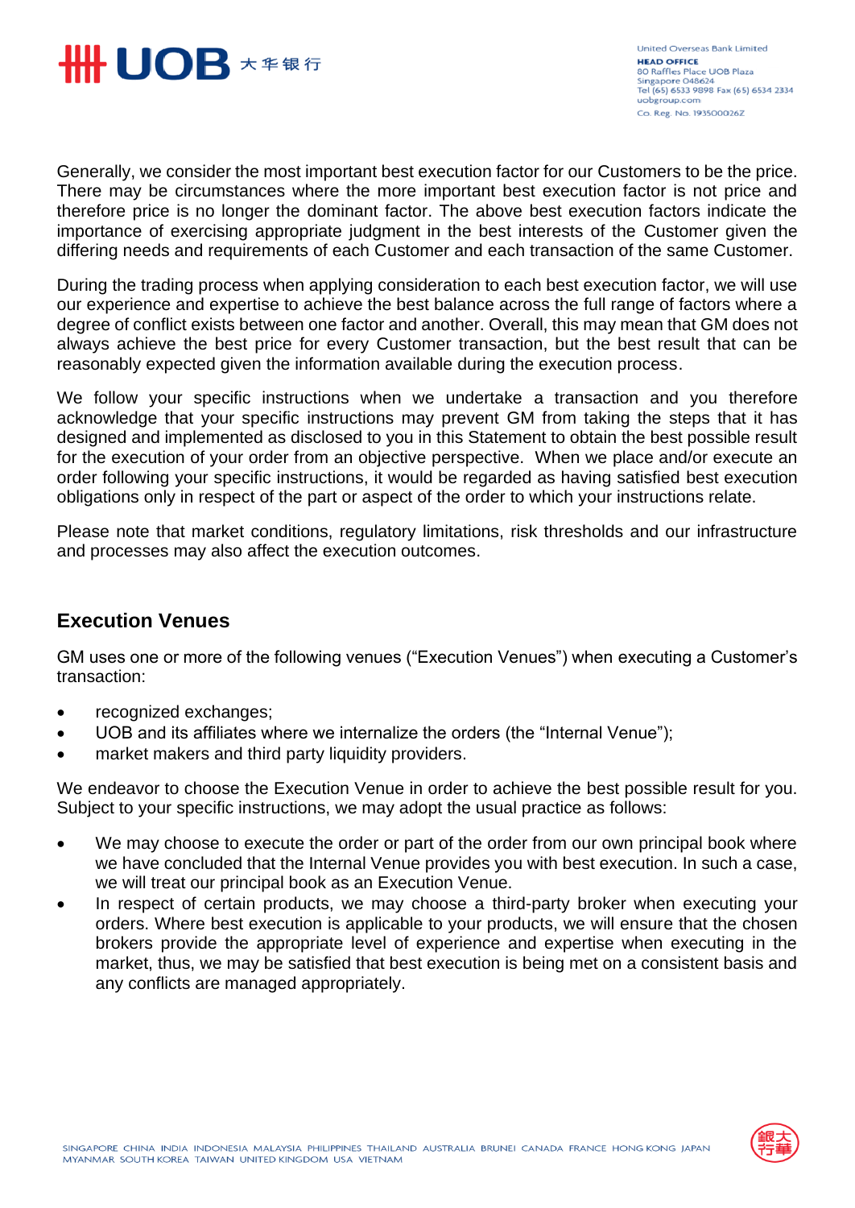Generally, we consider the most important best execution factor for our Customers to be the price. There may be circumstances where the more important best execution factor is not price and therefore price is no longer the dominant factor. The above best execution factors indicate the importance of exercising appropriate judgment in the best interests of the Customer given the differing needs and requirements of each Customer and each transaction of the same Customer.

During the trading process when applying consideration to each best execution factor, we will use our experience and expertise to achieve the best balance across the full range of factors where a degree of conflict exists between one factor and another. Overall, this may mean that GM does not always achieve the best price for every Customer transaction, but the best result that can be reasonably expected given the information available during the execution process.

We follow your specific instructions when we undertake a transaction and you therefore acknowledge that your specific instructions may prevent GM from taking the steps that it has designed and implemented as disclosed to you in this Statement to obtain the best possible result for the execution of your order from an objective perspective. When we place and/or execute an order following your specific instructions, it would be regarded as having satisfied best execution obligations only in respect of the part or aspect of the order to which your instructions relate.

Please note that market conditions, regulatory limitations, risk thresholds and our infrastructure and processes may also affect the execution outcomes.

## Execution Venues

GM uses one or more of the following venues ("Execution Venues") when executing a Customer's transaction:

- recognized exchanges;
- UOB and its affiliates where we internalize the orders (the "Internal Venue");
- market makers and third party liquidity providers.

We endeavor to choose the Execution Venue in order to achieve the best possible result for you. Subject to your specific instructions, we may adopt the usual practice as follows:

- We may choose to execute the order or part of the order from our own principal book where we have concluded that the Internal Venue provides you with best execution. In such a case, we will treat our principal book as an Execution Venue.
- In respect of certain products, we may choose a third-party broker when executing your orders. Where best execution is applicable to your products, we will ensure that the chosen brokers provide the appropriate level of experience and expertise when executing in the market, thus, we may be satisfied that best execution is being met on a consistent basis and any conflicts are managed appropriately.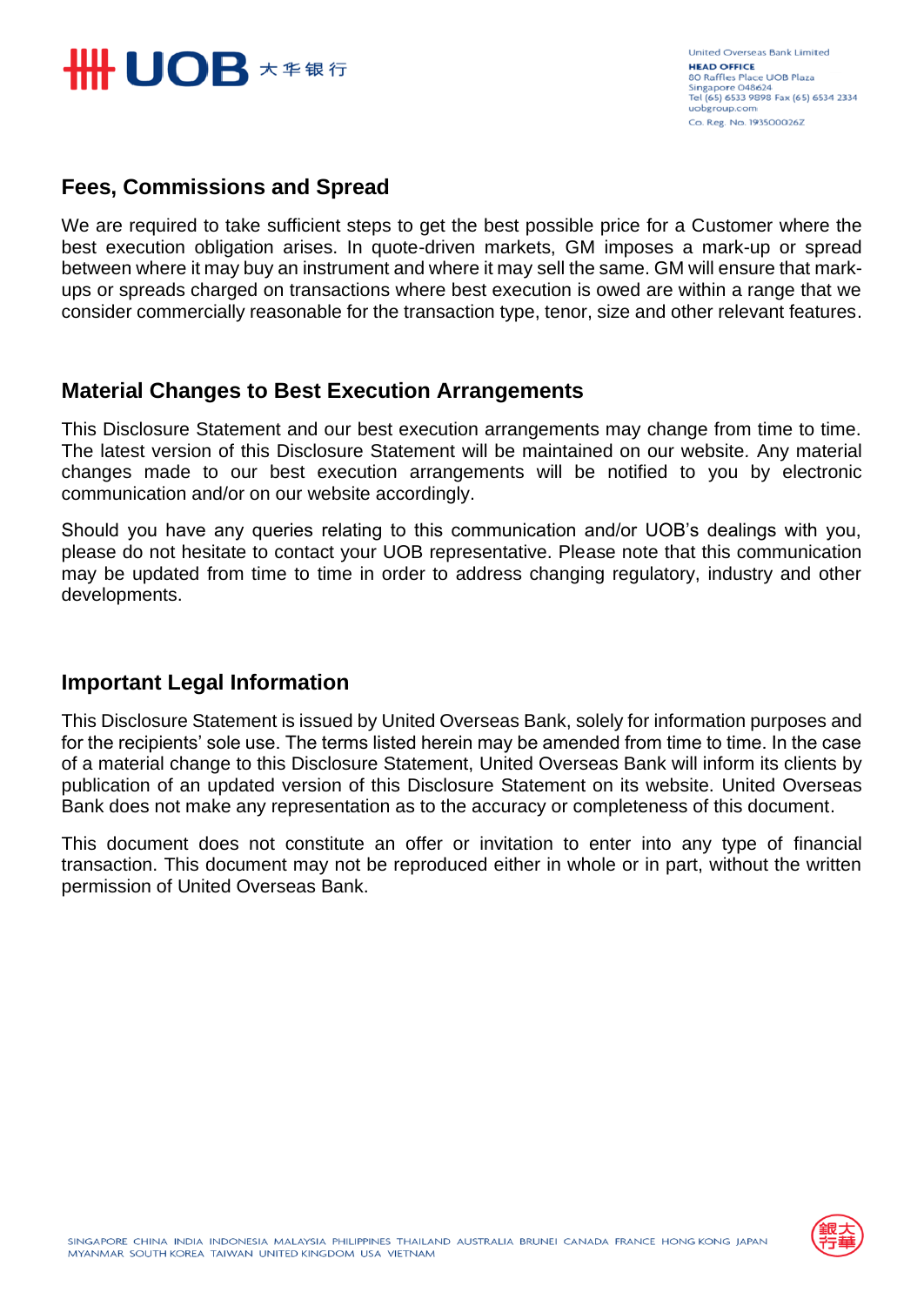## Fees, Commissions and Spread

We are required to take sufficient steps to get the best possible price for a Customer where the best execution obligation arises. In quote-driven markets, GM imposes a mark-up or spread between where it may buy an instrument and where it may sell the same. GM will ensure that mark-ups or spreads charged on transactions where best execution is owed are within a range that we consider commercially reasonable for the transaction type, tenor, size and other relevant features.

## Material Changes to Best Execution Arrangements

This Disclosure Statement and our best execution arrangements may change from time to time. The latest version of this Disclosure Statement will be maintained on our website. Any material changes made to our best execution arrangements will be notified to you by electronic communication and/or on our website accordingly.

Should you have any queries relating to this communication and/or UOB's dealings with you, please do not hesitate to contact your UOB representative. Please note that this communication may be updated from time to time in order to address changing regulatory, industry and other developments.

## Important Legal Information

This Disclosure Statement is issued by United Overseas Bank, solely for information purposes and for the recipients' sole use. The terms listed herein may be amended from time to time. In the case of a material change to this Disclosure Statement, United Overseas Bank will inform its clients by publication of an updated version of this Disclosure Statement on its website. United Overseas Bank does not make any representation as to the accuracy or completeness of this document.

This document does not constitute an offer or invitation to enter into any type of financial transaction. This document may not be reproduced either in whole or in part, without the written permission of United Overseas Bank.